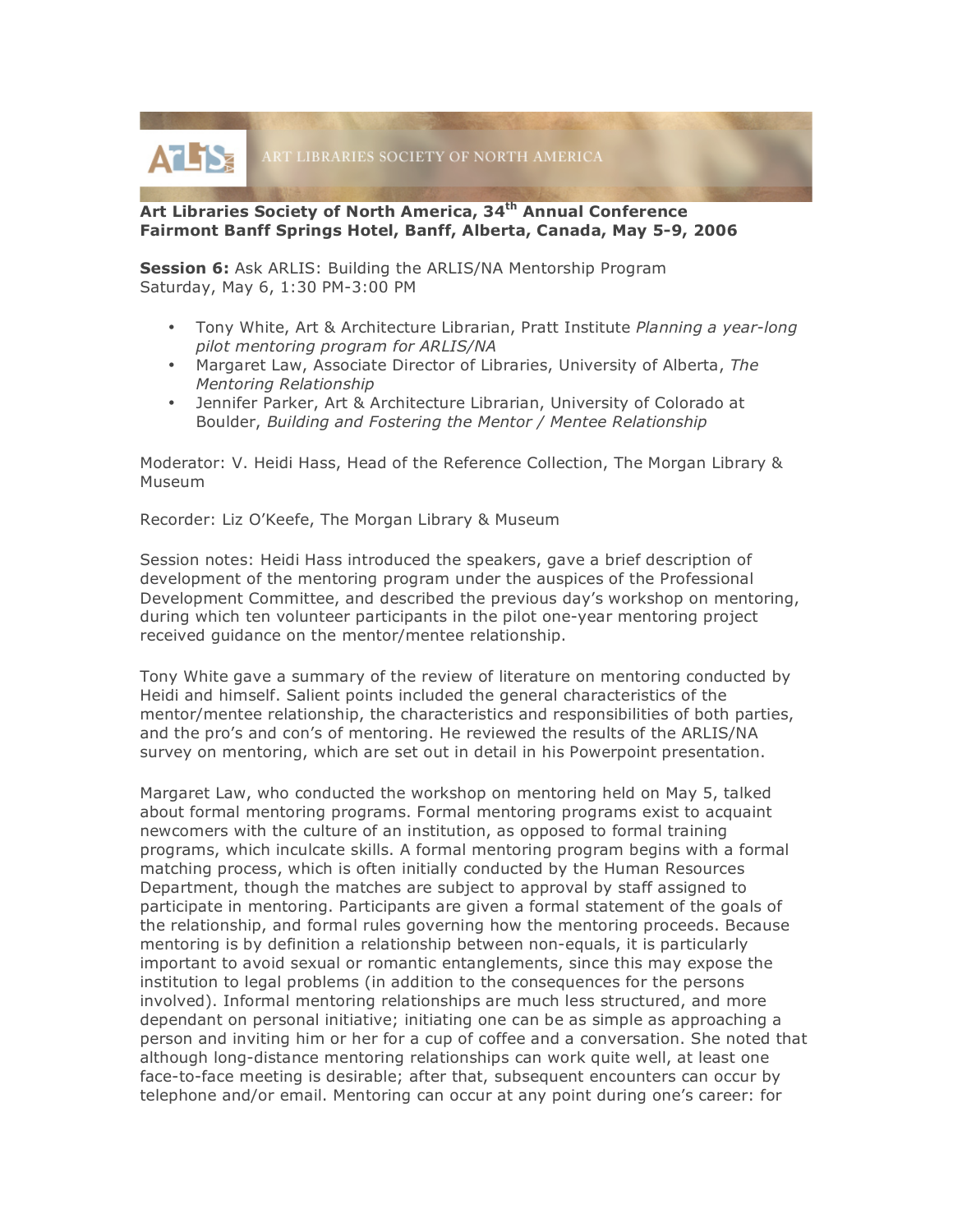ART LIBRARIES SOCIETY OF NORTH AMERICA

**Art Libraries Society of North America, 34th Annual Conference**
**Fairmont Banff Springs Hotel, Banff, Alberta, Canada, May 5-9, 2006**

**Session 6:** Ask ARLIS: Building the ARLIS/NA Mentorship Program
Saturday, May 6, 1:30 PM-3:00 PM

- Tony White, Art & Architecture Librarian, Pratt Institute *Planning a year-long pilot mentoring program for ARLIS/NA*
- Margaret Law, Associate Director of Libraries, University of Alberta, *The Mentoring Relationship*
- Jennifer Parker, Art & Architecture Librarian, University of Colorado at Boulder, *Building and Fostering the Mentor / Mentee Relationship*

Moderator: V. Heidi Hass, Head of the Reference Collection, The Morgan Library & Museum

Recorder: Liz O'Keefe, The Morgan Library & Museum

Session notes: Heidi Hass introduced the speakers, gave a brief description of development of the mentoring program under the auspices of the Professional Development Committee, and described the previous day's workshop on mentoring, during which ten volunteer participants in the pilot one-year mentoring project received guidance on the mentor/mentee relationship.

Tony White gave a summary of the review of literature on mentoring conducted by Heidi and himself. Salient points included the general characteristics of the mentor/mentee relationship, the characteristics and responsibilities of both parties, and the pro's and con's of mentoring. He reviewed the results of the ARLIS/NA survey on mentoring, which are set out in detail in his Powerpoint presentation.

Margaret Law, who conducted the workshop on mentoring held on May 5, talked about formal mentoring programs. Formal mentoring programs exist to acquaint newcomers with the culture of an institution, as opposed to formal training programs, which inculcate skills. A formal mentoring program begins with a formal matching process, which is often initially conducted by the Human Resources Department, though the matches are subject to approval by staff assigned to participate in mentoring. Participants are given a formal statement of the goals of the relationship, and formal rules governing how the mentoring proceeds. Because mentoring is by definition a relationship between non-equals, it is particularly important to avoid sexual or romantic entanglements, since this may expose the institution to legal problems (in addition to the consequences for the persons involved). Informal mentoring relationships are much less structured, and more dependant on personal initiative; initiating one can be as simple as approaching a person and inviting him or her for a cup of coffee and a conversation. She noted that although long-distance mentoring relationships can work quite well, at least one face-to-face meeting is desirable; after that, subsequent encounters can occur by telephone and/or email. Mentoring can occur at any point during one's career: for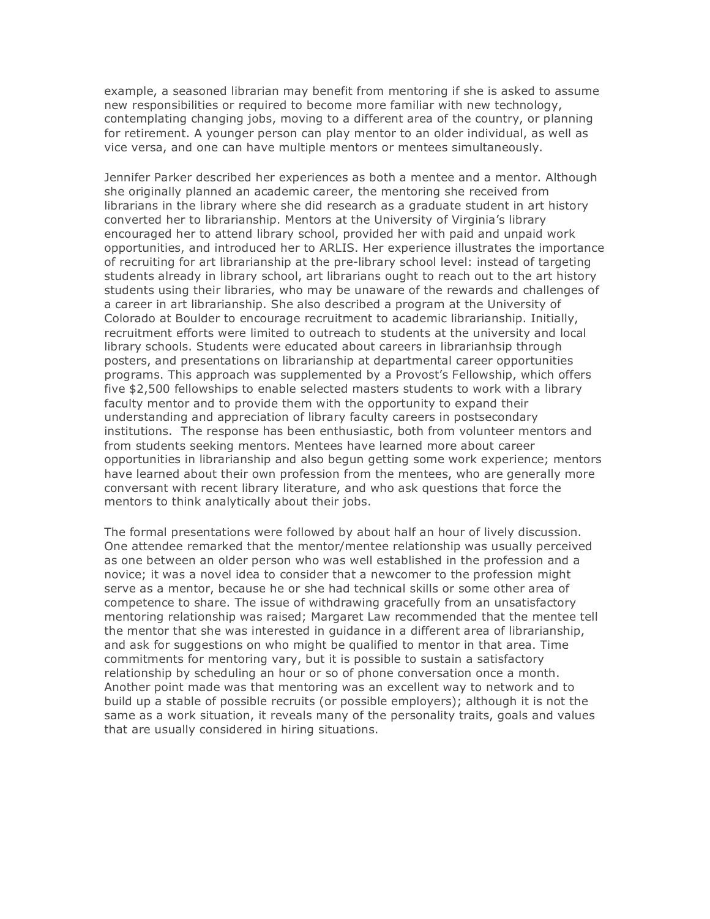example, a seasoned librarian may benefit from mentoring if she is asked to assume new responsibilities or required to become more familiar with new technology, contemplating changing jobs, moving to a different area of the country, or planning for retirement. A younger person can play mentor to an older individual, as well as vice versa, and one can have multiple mentors or mentees simultaneously.

Jennifer Parker described her experiences as both a mentee and a mentor. Although she originally planned an academic career, the mentoring she received from librarians in the library where she did research as a graduate student in art history converted her to librarianship. Mentors at the University of Virginia's library encouraged her to attend library school, provided her with paid and unpaid work opportunities, and introduced her to ARLIS. Her experience illustrates the importance of recruiting for art librarianship at the pre-library school level: instead of targeting students already in library school, art librarians ought to reach out to the art history students using their libraries, who may be unaware of the rewards and challenges of a career in art librarianship. She also described a program at the University of Colorado at Boulder to encourage recruitment to academic librarianship. Initially, recruitment efforts were limited to outreach to students at the university and local library schools. Students were educated about careers in librarianhsip through posters, and presentations on librarianship at departmental career opportunities programs. This approach was supplemented by a Provost's Fellowship, which offers five $2,500 fellowships to enable selected masters students to work with a library faculty mentor and to provide them with the opportunity to expand their understanding and appreciation of library faculty careers in postsecondary institutions. The response has been enthusiastic, both from volunteer mentors and from students seeking mentors. Mentees have learned more about career opportunities in librarianship and also begun getting some work experience; mentors have learned about their own profession from the mentees, who are generally more conversant with recent library literature, and who ask questions that force the mentors to think analytically about their jobs.

The formal presentations were followed by about half an hour of lively discussion. One attendee remarked that the mentor/mentee relationship was usually perceived as one between an older person who was well established in the profession and a novice; it was a novel idea to consider that a newcomer to the profession might serve as a mentor, because he or she had technical skills or some other area of competence to share. The issue of withdrawing gracefully from an unsatisfactory mentoring relationship was raised; Margaret Law recommended that the mentee tell the mentor that she was interested in guidance in a different area of librarianship, and ask for suggestions on who might be qualified to mentor in that area. Time commitments for mentoring vary, but it is possible to sustain a satisfactory relationship by scheduling an hour or so of phone conversation once a month. Another point made was that mentoring was an excellent way to network and to build up a stable of possible recruits (or possible employers); although it is not the same as a work situation, it reveals many of the personality traits, goals and values that are usually considered in hiring situations.